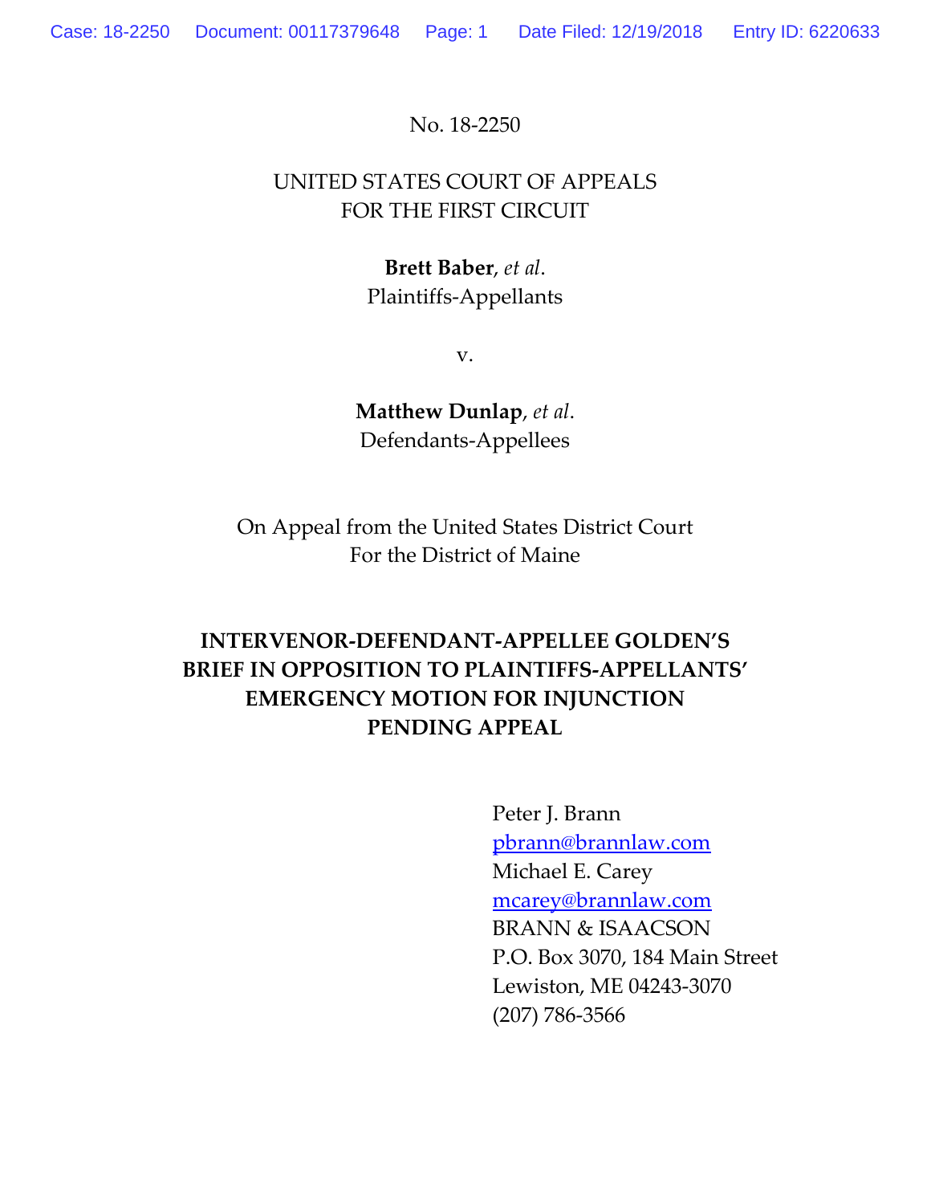No. 18-2250

UNITED STATES COURT OF APPEALS
FOR THE FIRST CIRCUIT

**Brett Baber**, *et al*.
Plaintiffs-Appellants

v.

**Matthew Dunlap**, *et al*.
Defendants-Appellees

On Appeal from the United States District Court
For the District of Maine

**INTERVENOR-DEFENDANT-APPELLEE GOLDEN'S BRIEF IN OPPOSITION TO PLAINTIFFS-APPELLANTS' EMERGENCY MOTION FOR INJUNCTION PENDING APPEAL**

Peter J. Brann
pbrann@brannlaw.com
Michael E. Carey
mcarey@brannlaw.com
BRANN & ISAACSON
P.O. Box 3070, 184 Main Street
Lewiston, ME 04243-3070
(207) 786-3566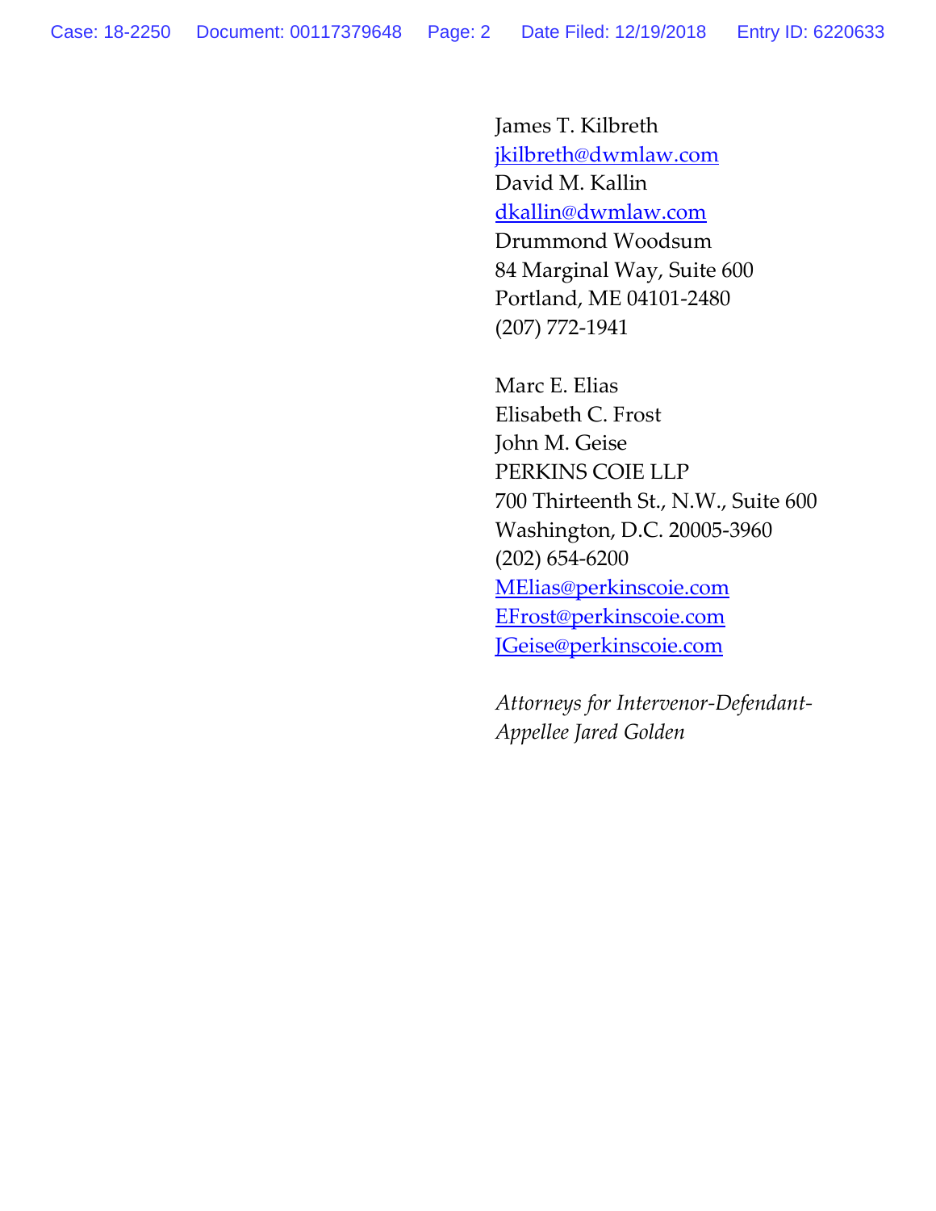James T. Kilbreth
jkilbreth@dwmlaw.com
David M. Kallin
dkallin@dwmlaw.com
Drummond Woodsum
84 Marginal Way, Suite 600
Portland, ME 04101-2480
(207) 772-1941

Marc E. Elias
Elisabeth C. Frost
John M. Geise
PERKINS COIE LLP
700 Thirteenth St., N.W., Suite 600
Washington, D.C. 20005-3960
(202) 654-6200
MElias@perkinscoie.com
EFrost@perkinscoie.com
JGeise@perkinscoie.com

*Attorneys for Intervenor-Defendant-Appellee Jared Golden*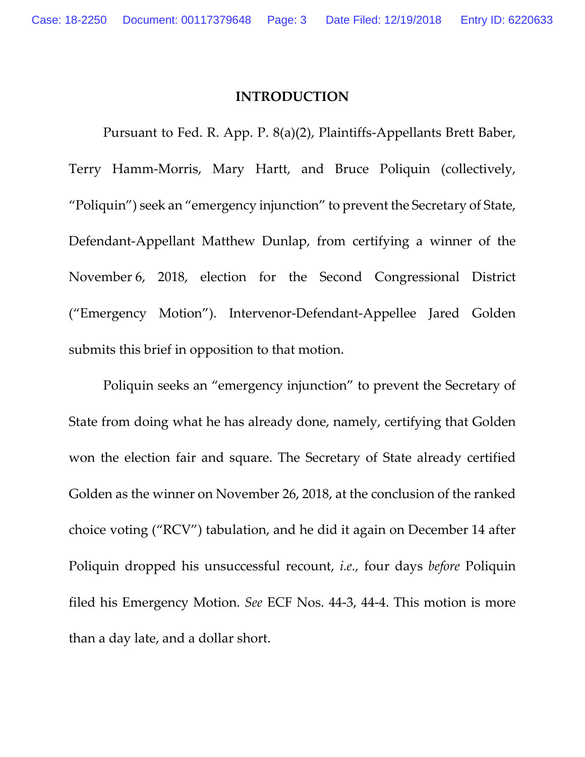# INTRODUCTION

Pursuant to Fed. R. App. P. 8(a)(2), Plaintiffs-Appellants Brett Baber, Terry Hamm-Morris, Mary Hartt, and Bruce Poliquin (collectively, "Poliquin") seek an "emergency injunction" to prevent the Secretary of State, Defendant-Appellant Matthew Dunlap, from certifying a winner of the November 6, 2018, election for the Second Congressional District ("Emergency Motion"). Intervenor-Defendant-Appellee Jared Golden submits this brief in opposition to that motion.

Poliquin seeks an "emergency injunction" to prevent the Secretary of State from doing what he has already done, namely, certifying that Golden won the election fair and square. The Secretary of State already certified Golden as the winner on November 26, 2018, at the conclusion of the ranked choice voting ("RCV") tabulation, and he did it again on December 14 after Poliquin dropped his unsuccessful recount, *i.e.,* four days *before* Poliquin filed his Emergency Motion. *See* ECF Nos. 44-3, 44-4. This motion is more than a day late, and a dollar short.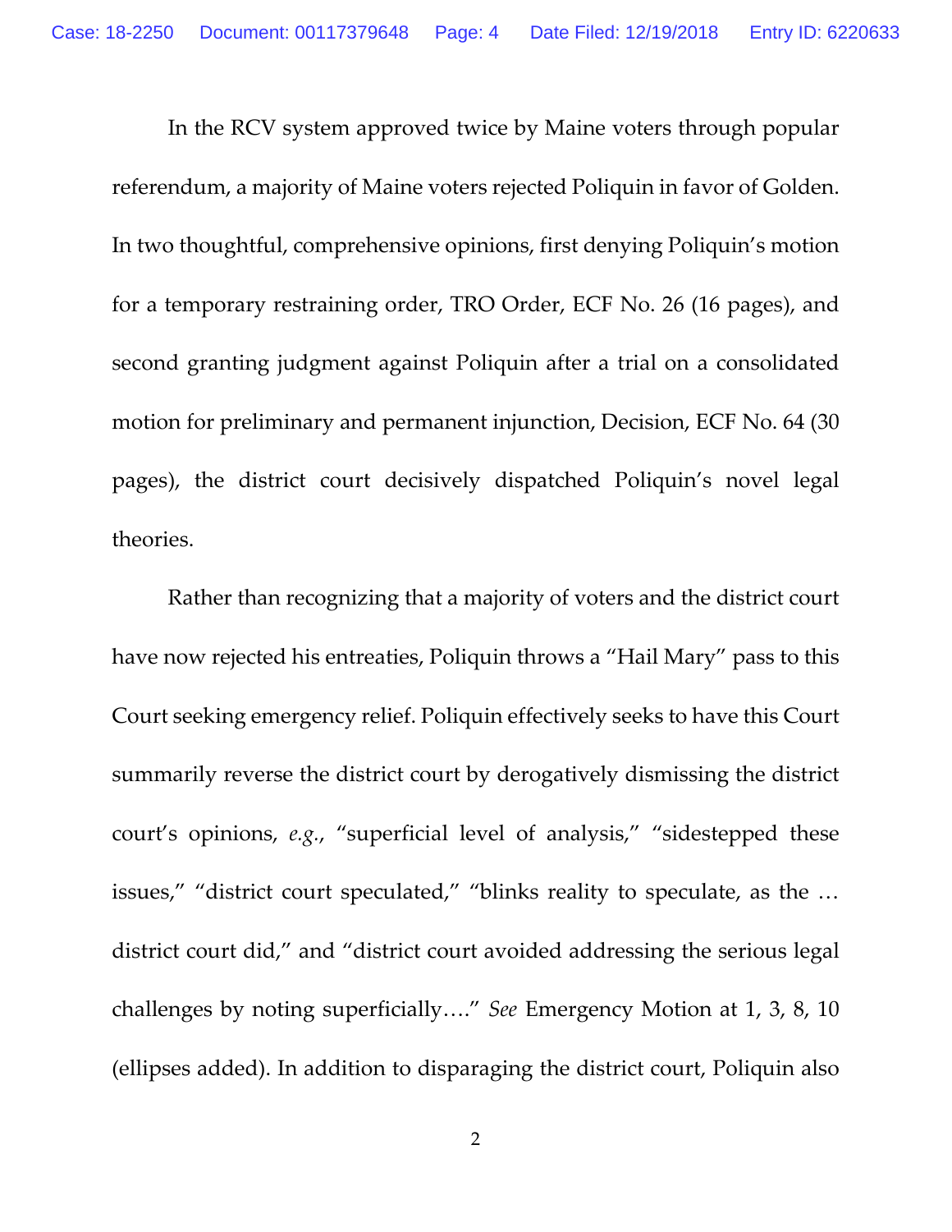In the RCV system approved twice by Maine voters through popular referendum, a majority of Maine voters rejected Poliquin in favor of Golden. In two thoughtful, comprehensive opinions, first denying Poliquin's motion for a temporary restraining order, TRO Order, ECF No. 26 (16 pages), and second granting judgment against Poliquin after a trial on a consolidated motion for preliminary and permanent injunction, Decision, ECF No. 64 (30 pages), the district court decisively dispatched Poliquin's novel legal theories.

Rather than recognizing that a majority of voters and the district court have now rejected his entreaties, Poliquin throws a "Hail Mary" pass to this Court seeking emergency relief. Poliquin effectively seeks to have this Court summarily reverse the district court by derogatively dismissing the district court's opinions, *e.g.*, "superficial level of analysis," "sidestepped these issues," "district court speculated," "blinks reality to speculate, as the … district court did," and "district court avoided addressing the serious legal challenges by noting superficially…." *See* Emergency Motion at 1, 3, 8, 10 (ellipses added). In addition to disparaging the district court, Poliquin also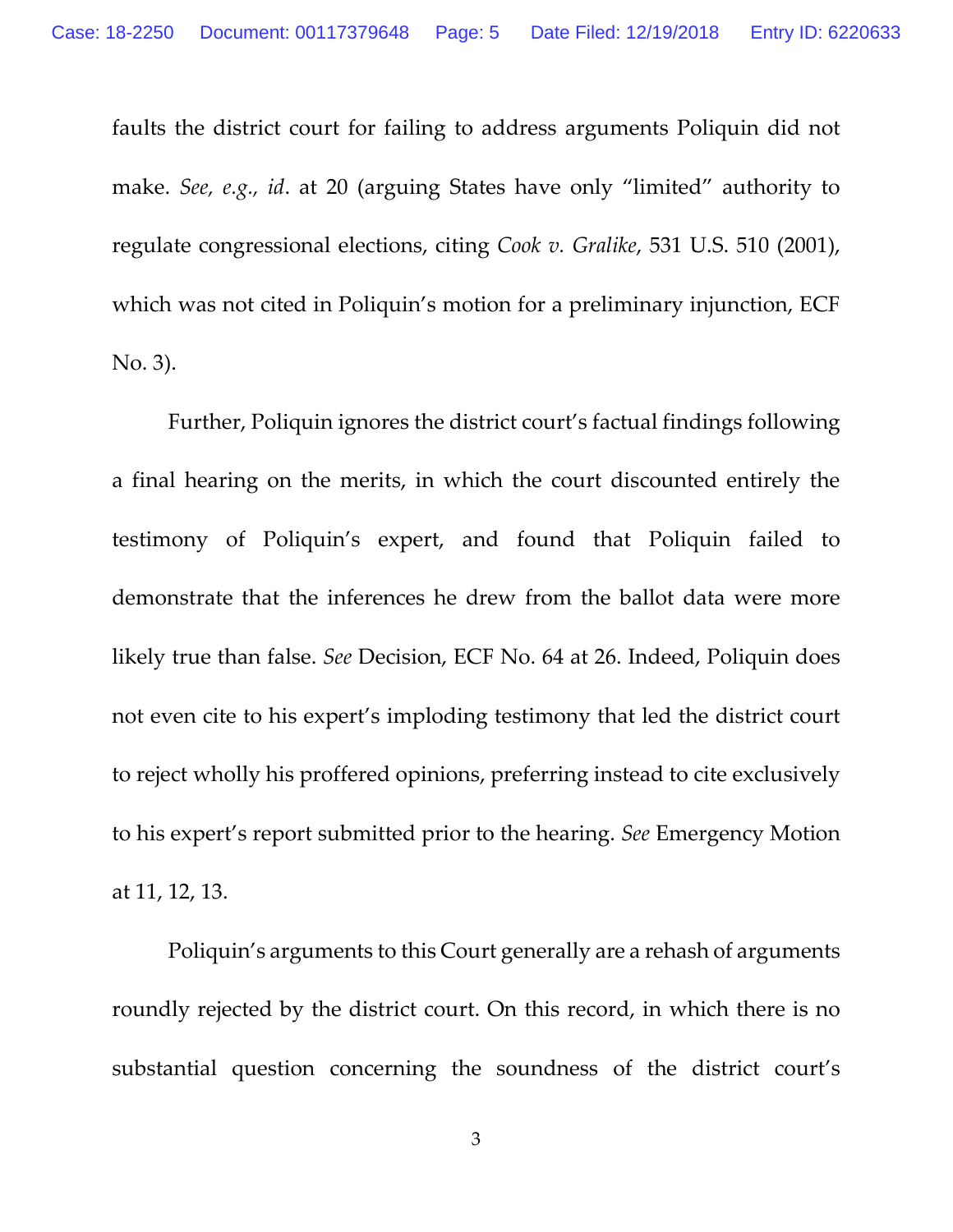faults the district court for failing to address arguments Poliquin did not make. *See, e.g., id*. at 20 (arguing States have only "limited" authority to regulate congressional elections, citing *Cook v. Gralike*, 531 U.S. 510 (2001), which was not cited in Poliquin's motion for a preliminary injunction, ECF No. 3).

Further, Poliquin ignores the district court's factual findings following a final hearing on the merits, in which the court discounted entirely the testimony of Poliquin's expert, and found that Poliquin failed to demonstrate that the inferences he drew from the ballot data were more likely true than false. *See* Decision, ECF No. 64 at 26. Indeed, Poliquin does not even cite to his expert's imploding testimony that led the district court to reject wholly his proffered opinions, preferring instead to cite exclusively to his expert's report submitted prior to the hearing. *See* Emergency Motion at 11, 12, 13.

Poliquin's arguments to this Court generally are a rehash of arguments roundly rejected by the district court. On this record, in which there is no substantial question concerning the soundness of the district court's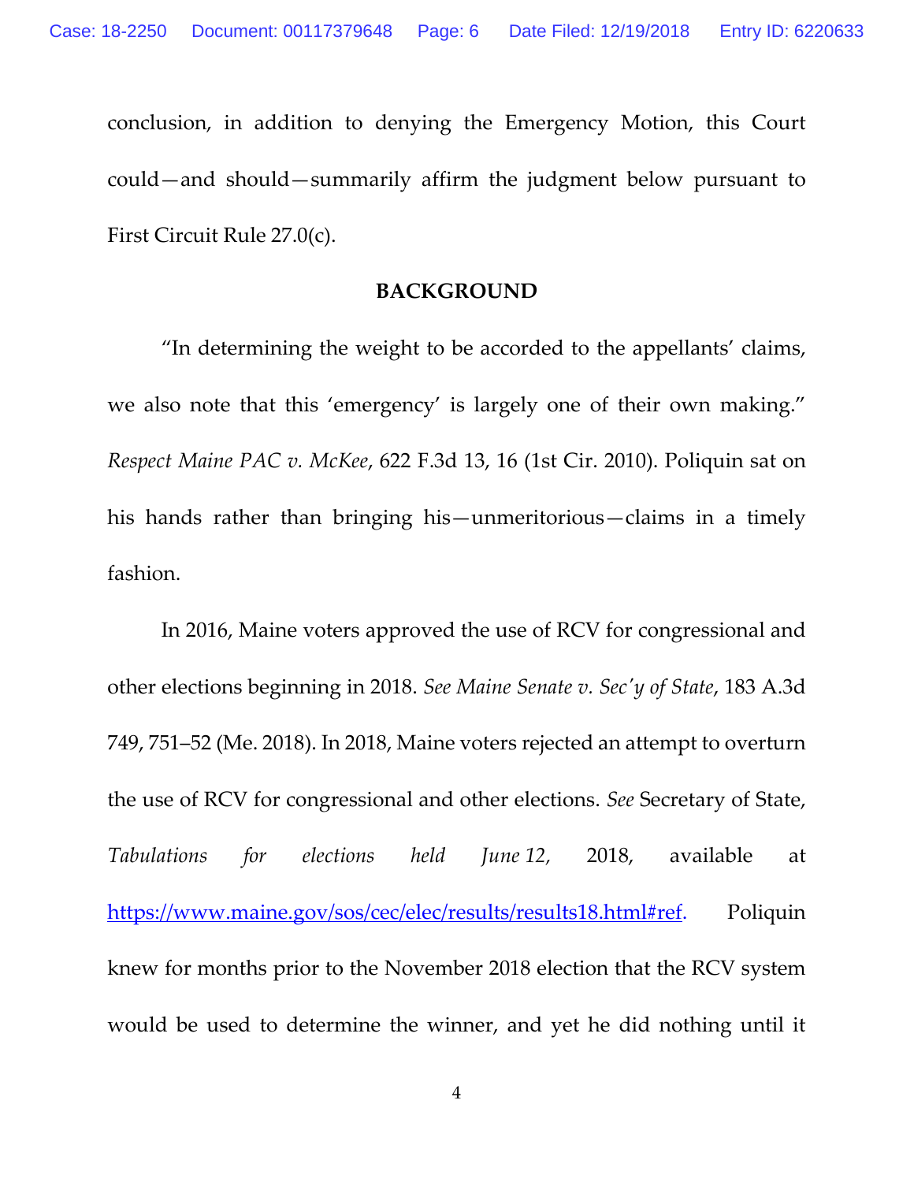conclusion, in addition to denying the Emergency Motion, this Court could—and should—summarily affirm the judgment below pursuant to First Circuit Rule 27.0(c).

## BACKGROUND

"In determining the weight to be accorded to the appellants' claims, we also note that this 'emergency' is largely one of their own making." *Respect Maine PAC v. McKee*, 622 F.3d 13, 16 (1st Cir. 2010). Poliquin sat on his hands rather than bringing his—unmeritorious—claims in a timely fashion.

In 2016, Maine voters approved the use of RCV for congressional and other elections beginning in 2018. *See Maine Senate v. Sec'y of State*, 183 A.3d 749, 751–52 (Me. 2018). In 2018, Maine voters rejected an attempt to overturn the use of RCV for congressional and other elections. *See* Secretary of State, *Tabulations for elections held June 12,* 2018, available at https://www.maine.gov/sos/cec/elec/results/results18.html#ref. Poliquin knew for months prior to the November 2018 election that the RCV system would be used to determine the winner, and yet he did nothing until it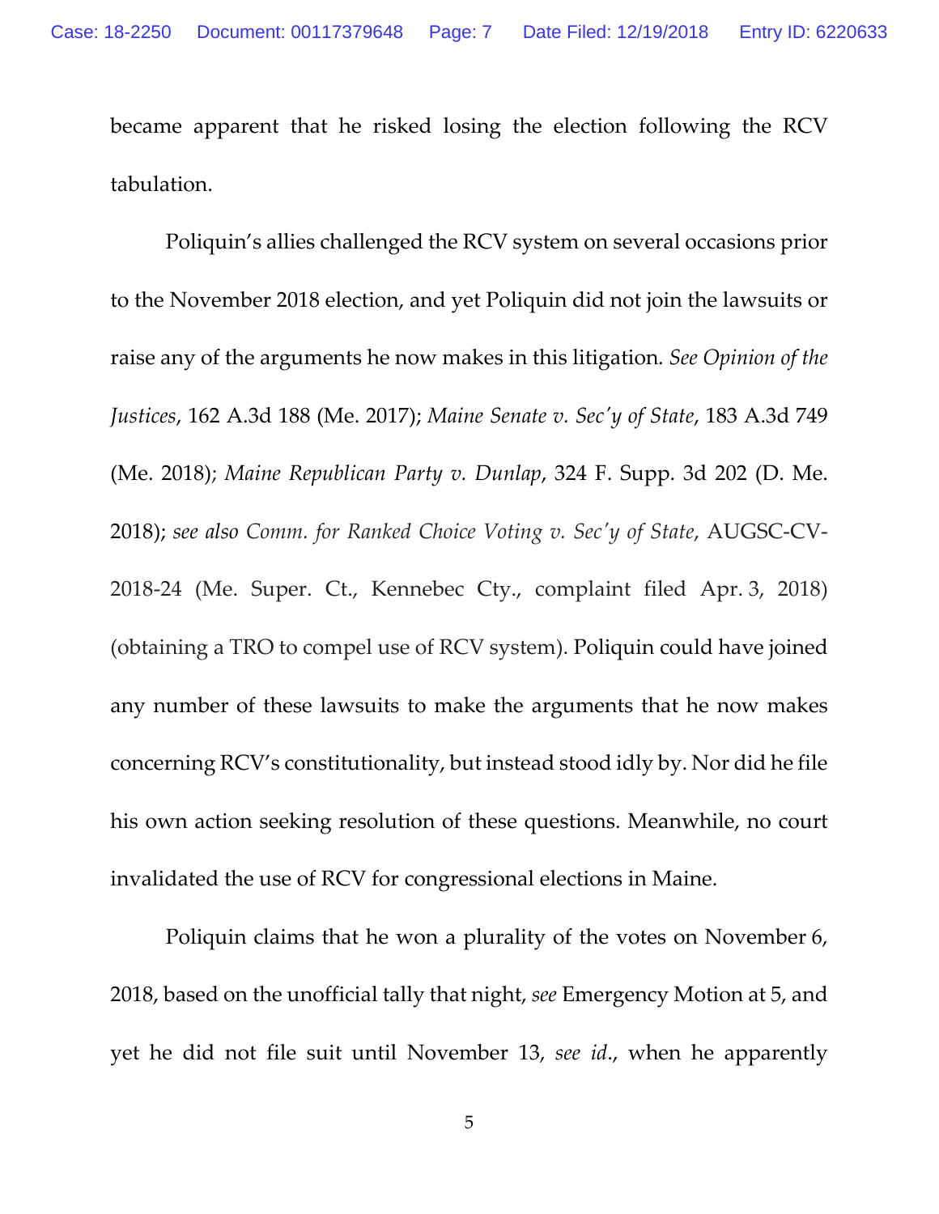became apparent that he risked losing the election following the RCV tabulation.

Poliquin's allies challenged the RCV system on several occasions prior to the November 2018 election, and yet Poliquin did not join the lawsuits or raise any of the arguments he now makes in this litigation. *See Opinion of the Justices*, 162 A.3d 188 (Me. 2017); *Maine Senate v. Sec'y of State*, 183 A.3d 749 (Me. 2018); *Maine Republican Party v. Dunlap*, 324 F. Supp. 3d 202 (D. Me. 2018); *see also Comm. for Ranked Choice Voting v. Sec'y of State*, AUGSC-CV-2018-24 (Me. Super. Ct., Kennebec Cty., complaint filed Apr. 3, 2018) (obtaining a TRO to compel use of RCV system). Poliquin could have joined any number of these lawsuits to make the arguments that he now makes concerning RCV's constitutionality, but instead stood idly by. Nor did he file his own action seeking resolution of these questions. Meanwhile, no court invalidated the use of RCV for congressional elections in Maine.

Poliquin claims that he won a plurality of the votes on November 6, 2018, based on the unofficial tally that night, *see* Emergency Motion at 5, and yet he did not file suit until November 13, *see id*., when he apparently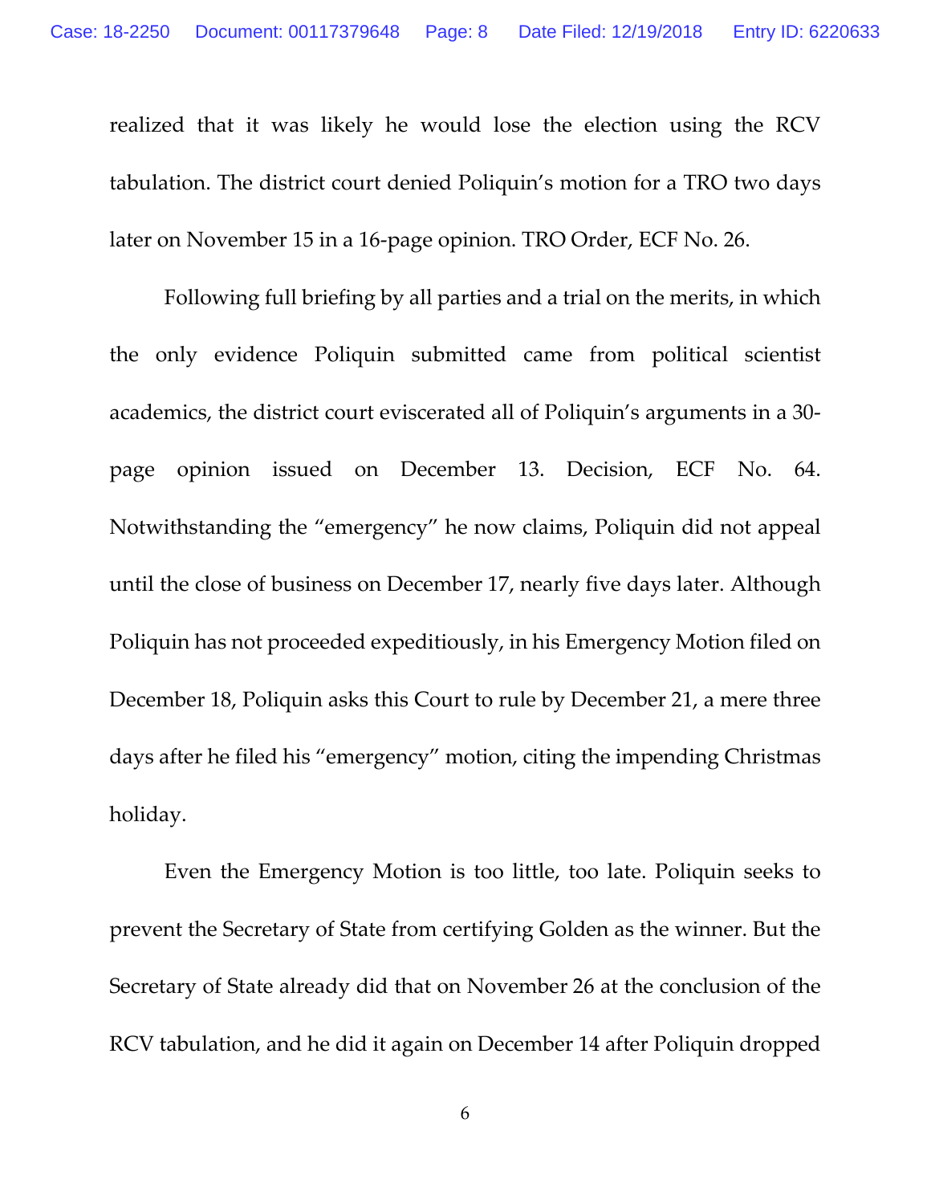realized that it was likely he would lose the election using the RCV tabulation. The district court denied Poliquin's motion for a TRO two days later on November 15 in a 16-page opinion. TRO Order, ECF No. 26.

Following full briefing by all parties and a trial on the merits, in which the only evidence Poliquin submitted came from political scientist academics, the district court eviscerated all of Poliquin's arguments in a 30-page opinion issued on December 13. Decision, ECF No. 64. Notwithstanding the "emergency" he now claims, Poliquin did not appeal until the close of business on December 17, nearly five days later. Although Poliquin has not proceeded expeditiously, in his Emergency Motion filed on December 18, Poliquin asks this Court to rule by December 21, a mere three days after he filed his "emergency" motion, citing the impending Christmas holiday.

Even the Emergency Motion is too little, too late. Poliquin seeks to prevent the Secretary of State from certifying Golden as the winner. But the Secretary of State already did that on November 26 at the conclusion of the RCV tabulation, and he did it again on December 14 after Poliquin dropped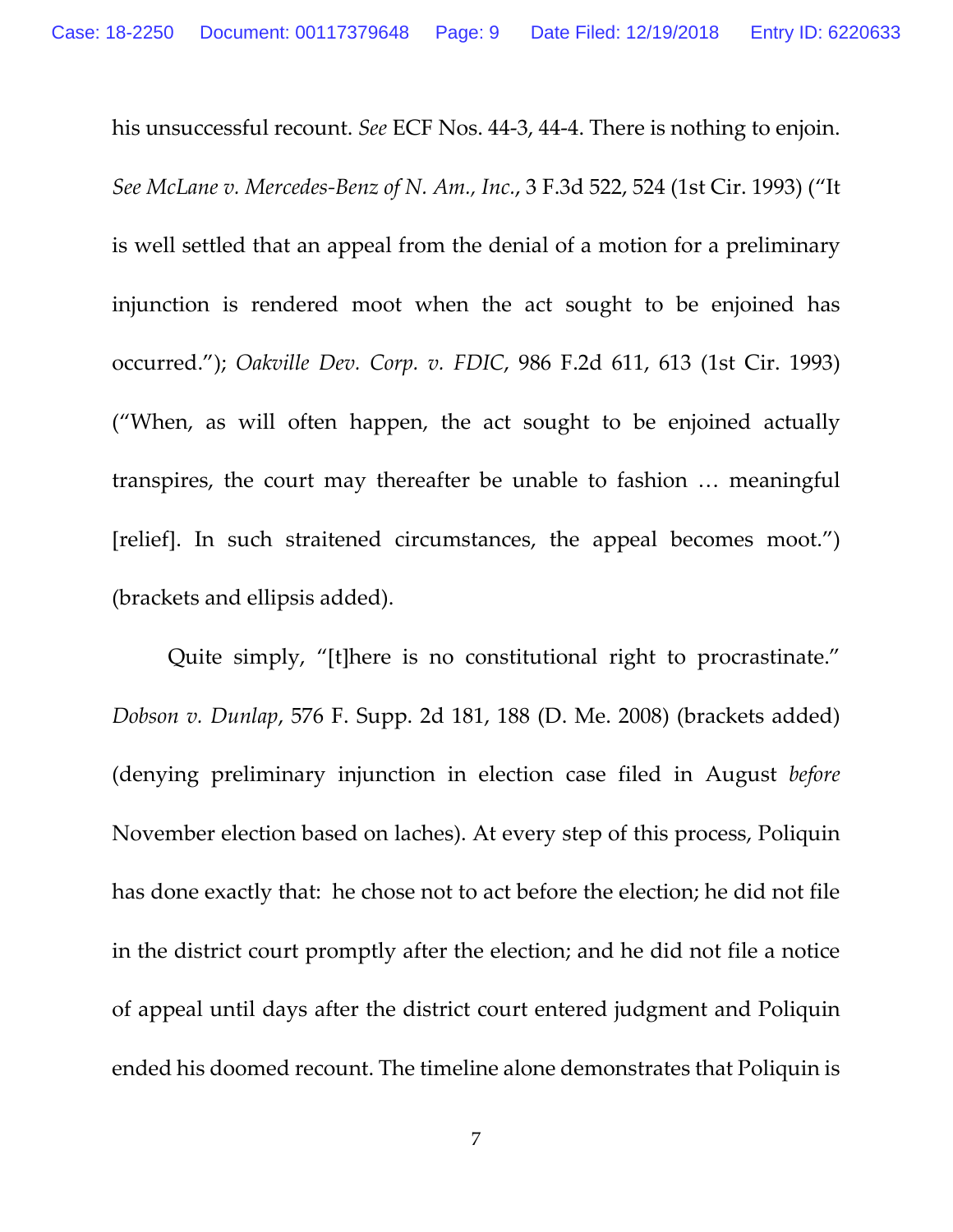his unsuccessful recount. *See* ECF Nos. 44-3, 44-4. There is nothing to enjoin. *See McLane v. Mercedes-Benz of N. Am., Inc.*, 3 F.3d 522, 524 (1st Cir. 1993) ("It is well settled that an appeal from the denial of a motion for a preliminary injunction is rendered moot when the act sought to be enjoined has occurred."); *Oakville Dev. Corp. v. FDIC*, 986 F.2d 611, 613 (1st Cir. 1993) ("When, as will often happen, the act sought to be enjoined actually transpires, the court may thereafter be unable to fashion … meaningful [relief]. In such straitened circumstances, the appeal becomes moot.") (brackets and ellipsis added).

Quite simply, "[t]here is no constitutional right to procrastinate." *Dobson v. Dunlap*, 576 F. Supp. 2d 181, 188 (D. Me. 2008) (brackets added) (denying preliminary injunction in election case filed in August *before* November election based on laches). At every step of this process, Poliquin has done exactly that: he chose not to act before the election; he did not file in the district court promptly after the election; and he did not file a notice of appeal until days after the district court entered judgment and Poliquin ended his doomed recount. The timeline alone demonstrates that Poliquin is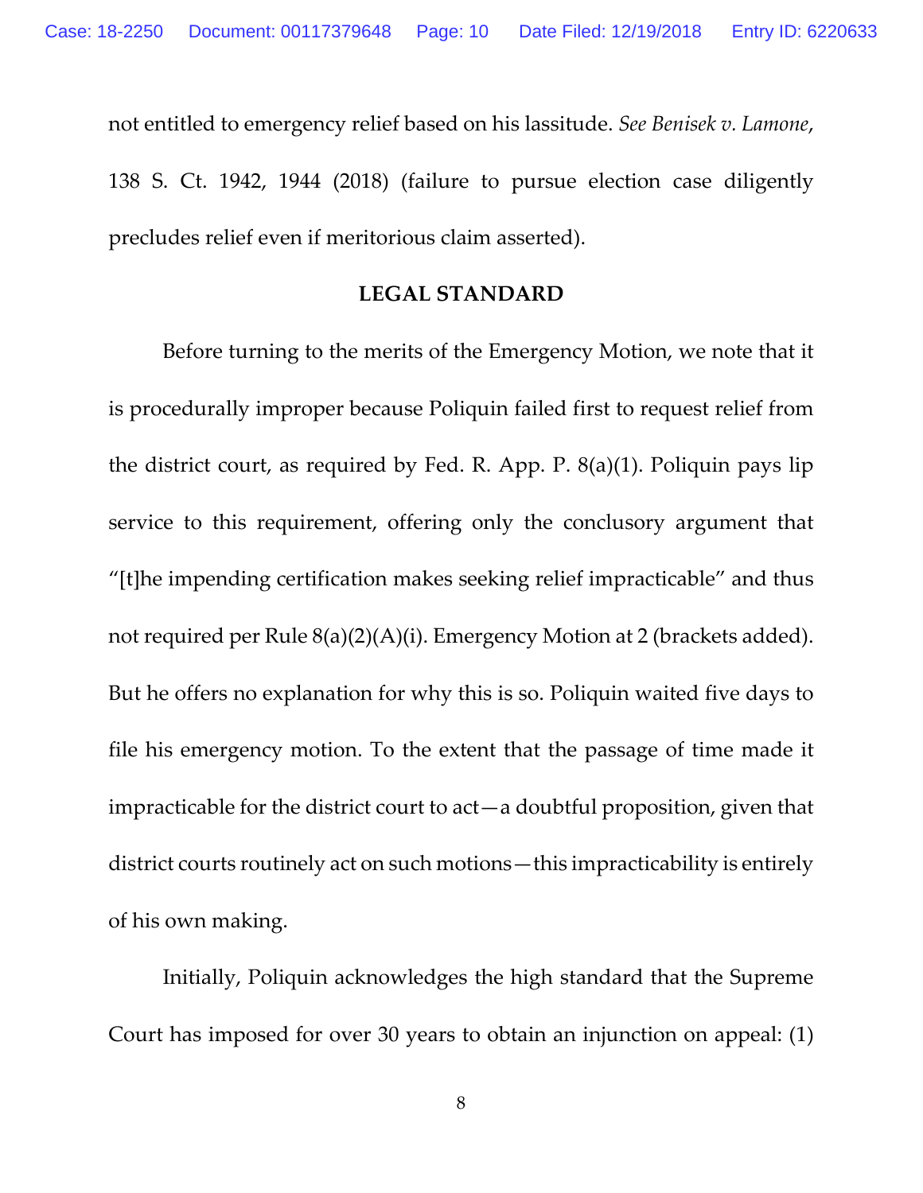not entitled to emergency relief based on his lassitude. *See Benisek v. Lamone*, 138 S. Ct. 1942, 1944 (2018) (failure to pursue election case diligently precludes relief even if meritorious claim asserted).

## LEGAL STANDARD

Before turning to the merits of the Emergency Motion, we note that it is procedurally improper because Poliquin failed first to request relief from the district court, as required by Fed. R. App. P. 8(a)(1). Poliquin pays lip service to this requirement, offering only the conclusory argument that "[t]he impending certification makes seeking relief impracticable" and thus not required per Rule 8(a)(2)(A)(i). Emergency Motion at 2 (brackets added). But he offers no explanation for why this is so. Poliquin waited five days to file his emergency motion. To the extent that the passage of time made it impracticable for the district court to act—a doubtful proposition, given that district courts routinely act on such motions—this impracticability is entirely of his own making.

Initially, Poliquin acknowledges the high standard that the Supreme Court has imposed for over 30 years to obtain an injunction on appeal: (1)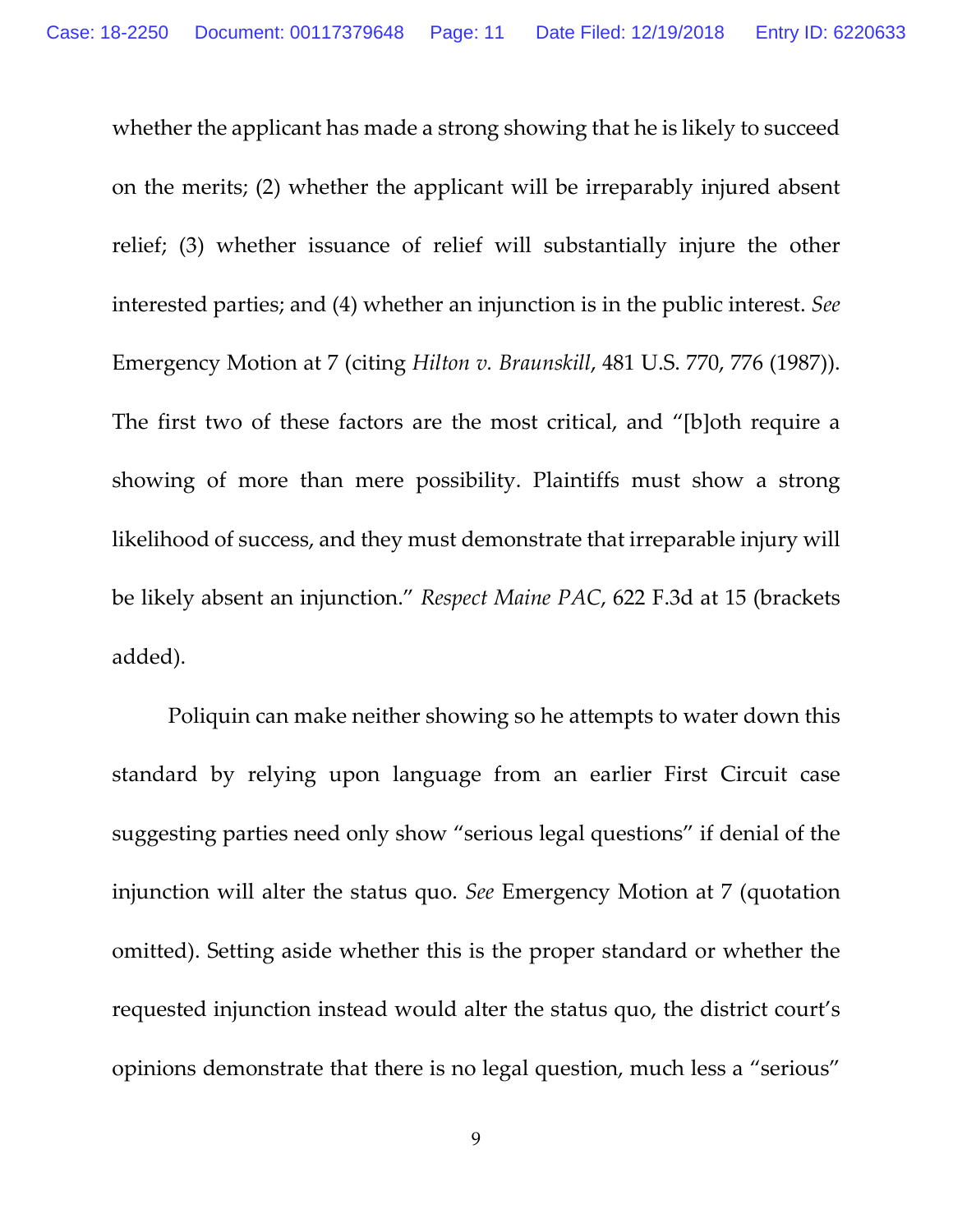whether the applicant has made a strong showing that he is likely to succeed on the merits; (2) whether the applicant will be irreparably injured absent relief; (3) whether issuance of relief will substantially injure the other interested parties; and (4) whether an injunction is in the public interest. *See* Emergency Motion at 7 (citing *Hilton v. Braunskill*, 481 U.S. 770, 776 (1987)). The first two of these factors are the most critical, and "[b]oth require a showing of more than mere possibility. Plaintiffs must show a strong likelihood of success, and they must demonstrate that irreparable injury will be likely absent an injunction." *Respect Maine PAC*, 622 F.3d at 15 (brackets added).

Poliquin can make neither showing so he attempts to water down this standard by relying upon language from an earlier First Circuit case suggesting parties need only show "serious legal questions" if denial of the injunction will alter the status quo. *See* Emergency Motion at 7 (quotation omitted). Setting aside whether this is the proper standard or whether the requested injunction instead would alter the status quo, the district court's opinions demonstrate that there is no legal question, much less a "serious"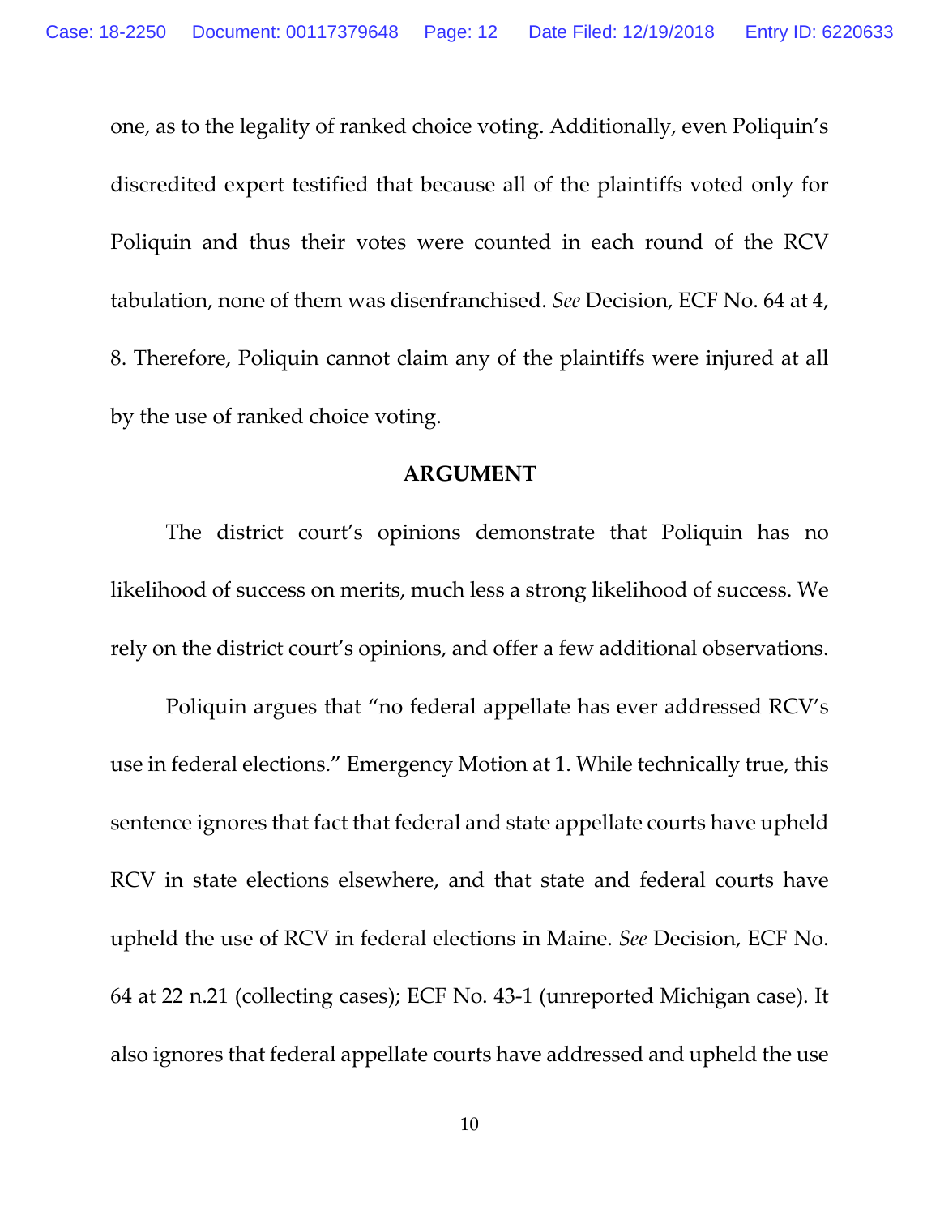one, as to the legality of ranked choice voting. Additionally, even Poliquin's discredited expert testified that because all of the plaintiffs voted only for Poliquin and thus their votes were counted in each round of the RCV tabulation, none of them was disenfranchised. *See* Decision, ECF No. 64 at 4, 8. Therefore, Poliquin cannot claim any of the plaintiffs were injured at all by the use of ranked choice voting.

## ARGUMENT

The district court's opinions demonstrate that Poliquin has no likelihood of success on merits, much less a strong likelihood of success. We rely on the district court's opinions, and offer a few additional observations.

Poliquin argues that "no federal appellate has ever addressed RCV's use in federal elections." Emergency Motion at 1. While technically true, this sentence ignores that fact that federal and state appellate courts have upheld RCV in state elections elsewhere, and that state and federal courts have upheld the use of RCV in federal elections in Maine. *See* Decision, ECF No. 64 at 22 n.21 (collecting cases); ECF No. 43-1 (unreported Michigan case). It also ignores that federal appellate courts have addressed and upheld the use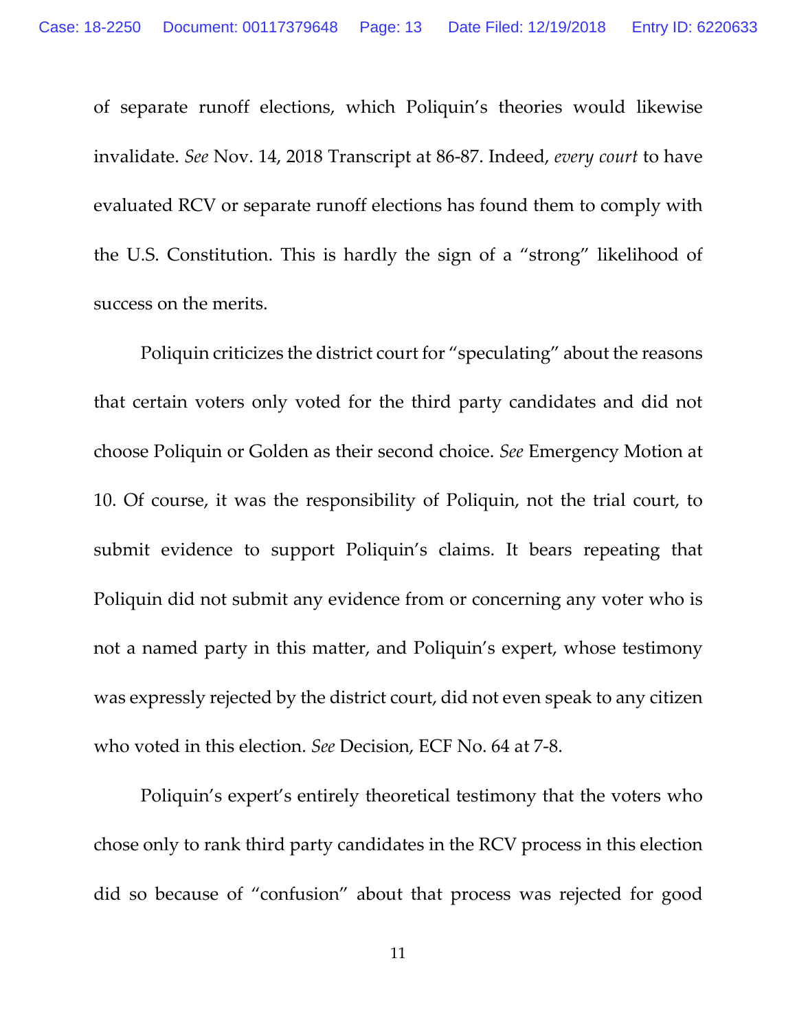of separate runoff elections, which Poliquin's theories would likewise invalidate. *See* Nov. 14, 2018 Transcript at 86-87. Indeed, *every court* to have evaluated RCV or separate runoff elections has found them to comply with the U.S. Constitution. This is hardly the sign of a "strong" likelihood of success on the merits.

Poliquin criticizes the district court for "speculating" about the reasons that certain voters only voted for the third party candidates and did not choose Poliquin or Golden as their second choice. *See* Emergency Motion at 10. Of course, it was the responsibility of Poliquin, not the trial court, to submit evidence to support Poliquin's claims. It bears repeating that Poliquin did not submit any evidence from or concerning any voter who is not a named party in this matter, and Poliquin's expert, whose testimony was expressly rejected by the district court, did not even speak to any citizen who voted in this election. *See* Decision, ECF No. 64 at 7-8.

Poliquin's expert's entirely theoretical testimony that the voters who chose only to rank third party candidates in the RCV process in this election did so because of "confusion" about that process was rejected for good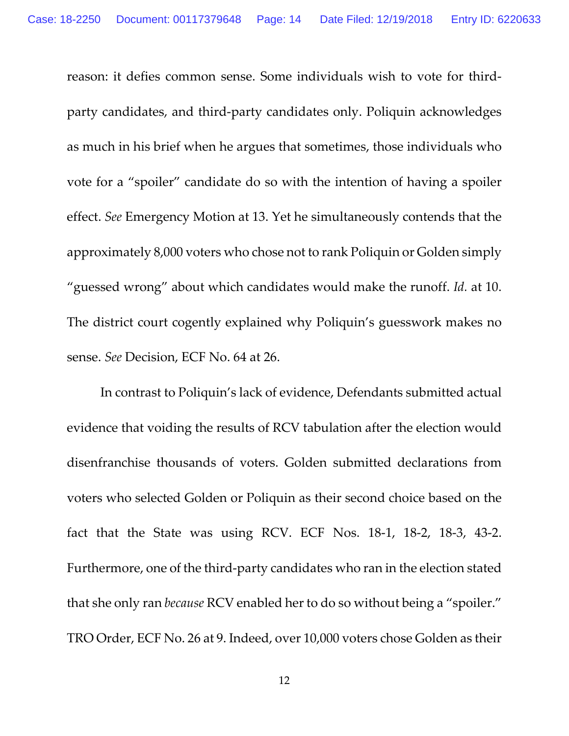reason: it defies common sense. Some individuals wish to vote for third-party candidates, and third-party candidates only. Poliquin acknowledges as much in his brief when he argues that sometimes, those individuals who vote for a "spoiler" candidate do so with the intention of having a spoiler effect. *See* Emergency Motion at 13. Yet he simultaneously contends that the approximately 8,000 voters who chose not to rank Poliquin or Golden simply "guessed wrong" about which candidates would make the runoff. *Id.* at 10. The district court cogently explained why Poliquin's guesswork makes no sense. *See* Decision, ECF No. 64 at 26.

In contrast to Poliquin's lack of evidence, Defendants submitted actual evidence that voiding the results of RCV tabulation after the election would disenfranchise thousands of voters. Golden submitted declarations from voters who selected Golden or Poliquin as their second choice based on the fact that the State was using RCV. ECF Nos. 18-1, 18-2, 18-3, 43-2. Furthermore, one of the third-party candidates who ran in the election stated that she only ran *because* RCV enabled her to do so without being a "spoiler." TRO Order, ECF No. 26 at 9. Indeed, over 10,000 voters chose Golden as their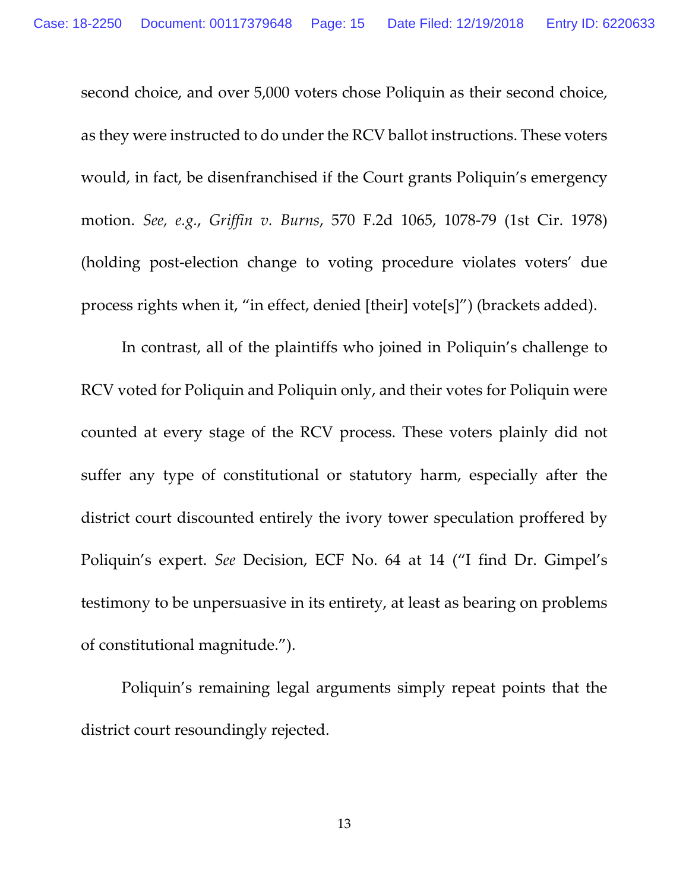second choice, and over 5,000 voters chose Poliquin as their second choice, as they were instructed to do under the RCV ballot instructions. These voters would, in fact, be disenfranchised if the Court grants Poliquin's emergency motion. *See, e.g.*, *Griffin v. Burns*, 570 F.2d 1065, 1078-79 (1st Cir. 1978) (holding post-election change to voting procedure violates voters' due process rights when it, "in effect, denied [their] vote[s]") (brackets added).

In contrast, all of the plaintiffs who joined in Poliquin's challenge to RCV voted for Poliquin and Poliquin only, and their votes for Poliquin were counted at every stage of the RCV process. These voters plainly did not suffer any type of constitutional or statutory harm, especially after the district court discounted entirely the ivory tower speculation proffered by Poliquin's expert. *See* Decision, ECF No. 64 at 14 ("I find Dr. Gimpel's testimony to be unpersuasive in its entirety, at least as bearing on problems of constitutional magnitude.").

Poliquin's remaining legal arguments simply repeat points that the district court resoundingly rejected.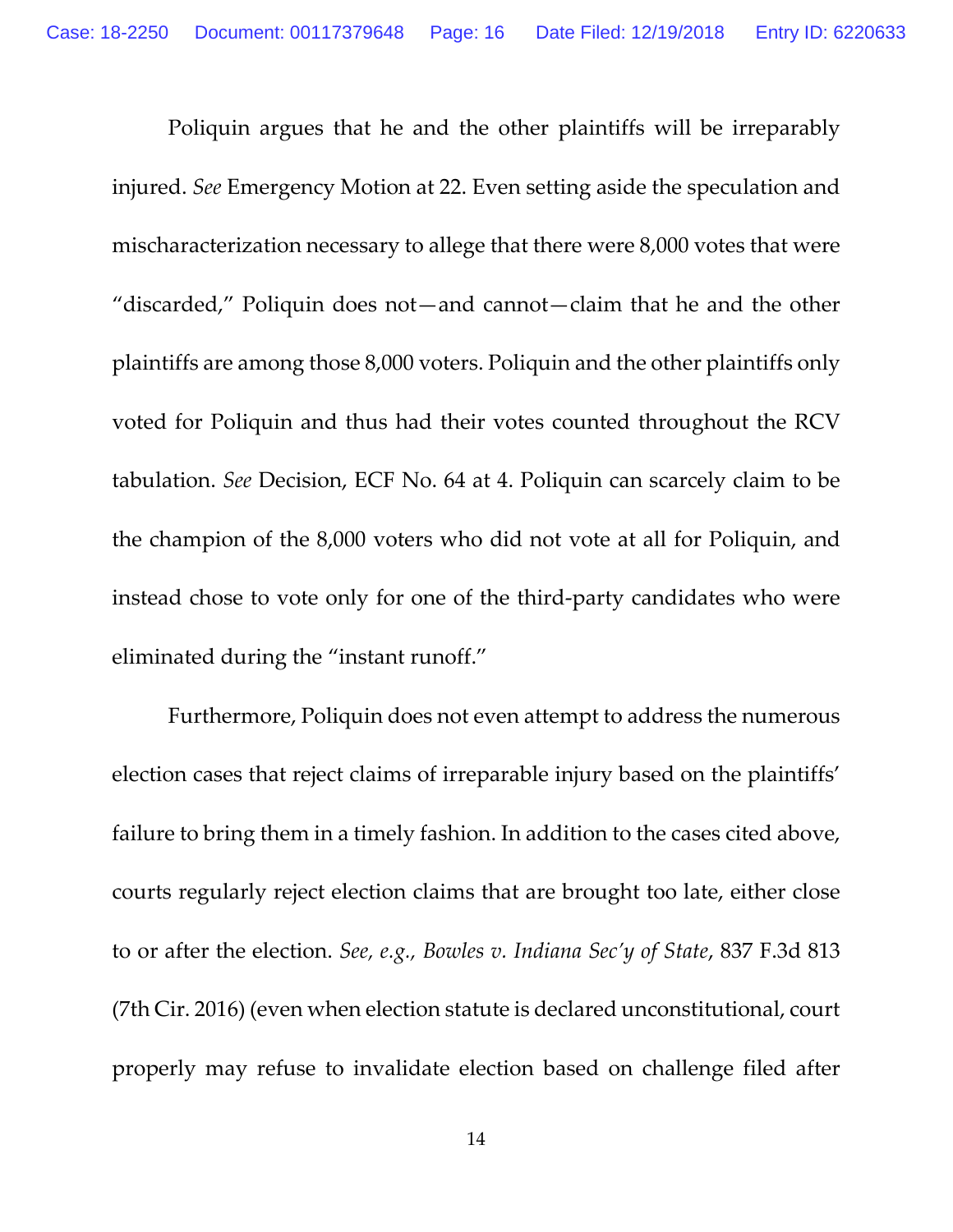Poliquin argues that he and the other plaintiffs will be irreparably injured. *See* Emergency Motion at 22. Even setting aside the speculation and mischaracterization necessary to allege that there were 8,000 votes that were "discarded," Poliquin does not—and cannot—claim that he and the other plaintiffs are among those 8,000 voters. Poliquin and the other plaintiffs only voted for Poliquin and thus had their votes counted throughout the RCV tabulation. *See* Decision, ECF No. 64 at 4. Poliquin can scarcely claim to be the champion of the 8,000 voters who did not vote at all for Poliquin, and instead chose to vote only for one of the third-party candidates who were eliminated during the "instant runoff."

Furthermore, Poliquin does not even attempt to address the numerous election cases that reject claims of irreparable injury based on the plaintiffs' failure to bring them in a timely fashion. In addition to the cases cited above, courts regularly reject election claims that are brought too late, either close to or after the election. *See, e.g., Bowles v. Indiana Sec'y of State*, 837 F.3d 813 (7th Cir. 2016) (even when election statute is declared unconstitutional, court properly may refuse to invalidate election based on challenge filed after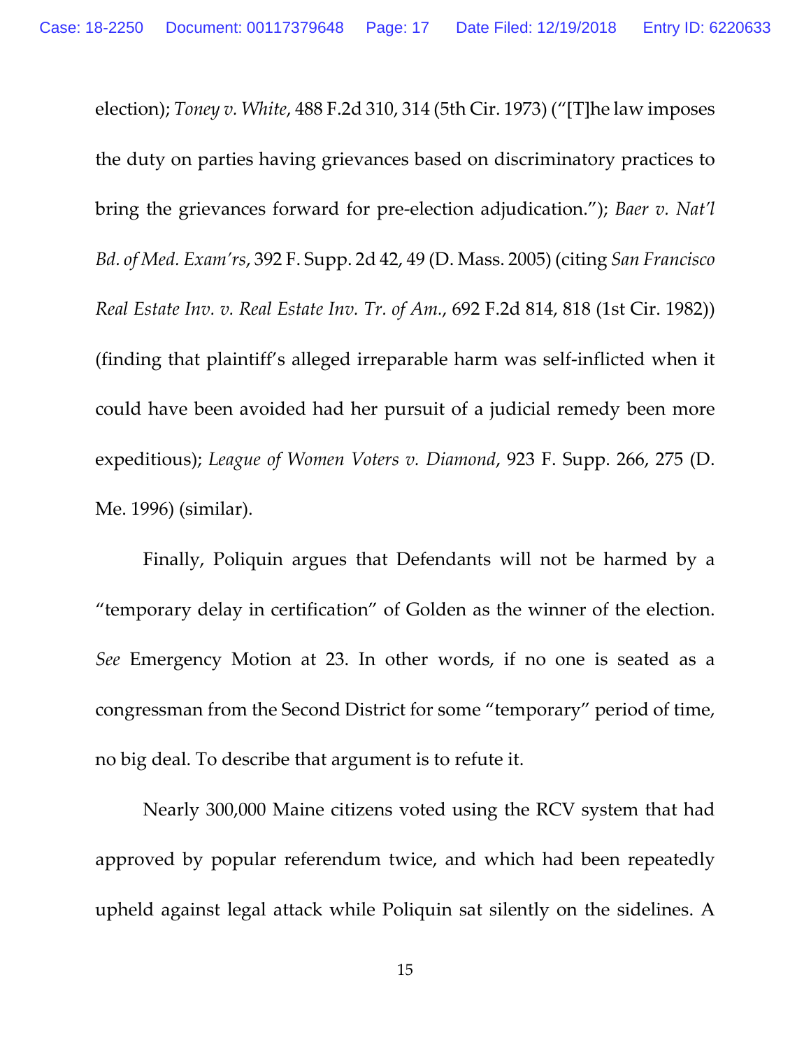election); *Toney v. White*, 488 F.2d 310, 314 (5th Cir. 1973) ("[T]he law imposes the duty on parties having grievances based on discriminatory practices to bring the grievances forward for pre-election adjudication."); *Baer v. Nat'l Bd. of Med. Exam'rs*, 392 F. Supp. 2d 42, 49 (D. Mass. 2005) (citing *San Francisco Real Estate Inv. v. Real Estate Inv. Tr. of Am.*, 692 F.2d 814, 818 (1st Cir. 1982)) (finding that plaintiff's alleged irreparable harm was self-inflicted when it could have been avoided had her pursuit of a judicial remedy been more expeditious); *League of Women Voters v. Diamond*, 923 F. Supp. 266, 275 (D. Me. 1996) (similar).

Finally, Poliquin argues that Defendants will not be harmed by a "temporary delay in certification" of Golden as the winner of the election. *See* Emergency Motion at 23. In other words, if no one is seated as a congressman from the Second District for some "temporary" period of time, no big deal. To describe that argument is to refute it.

Nearly 300,000 Maine citizens voted using the RCV system that had approved by popular referendum twice, and which had been repeatedly upheld against legal attack while Poliquin sat silently on the sidelines. A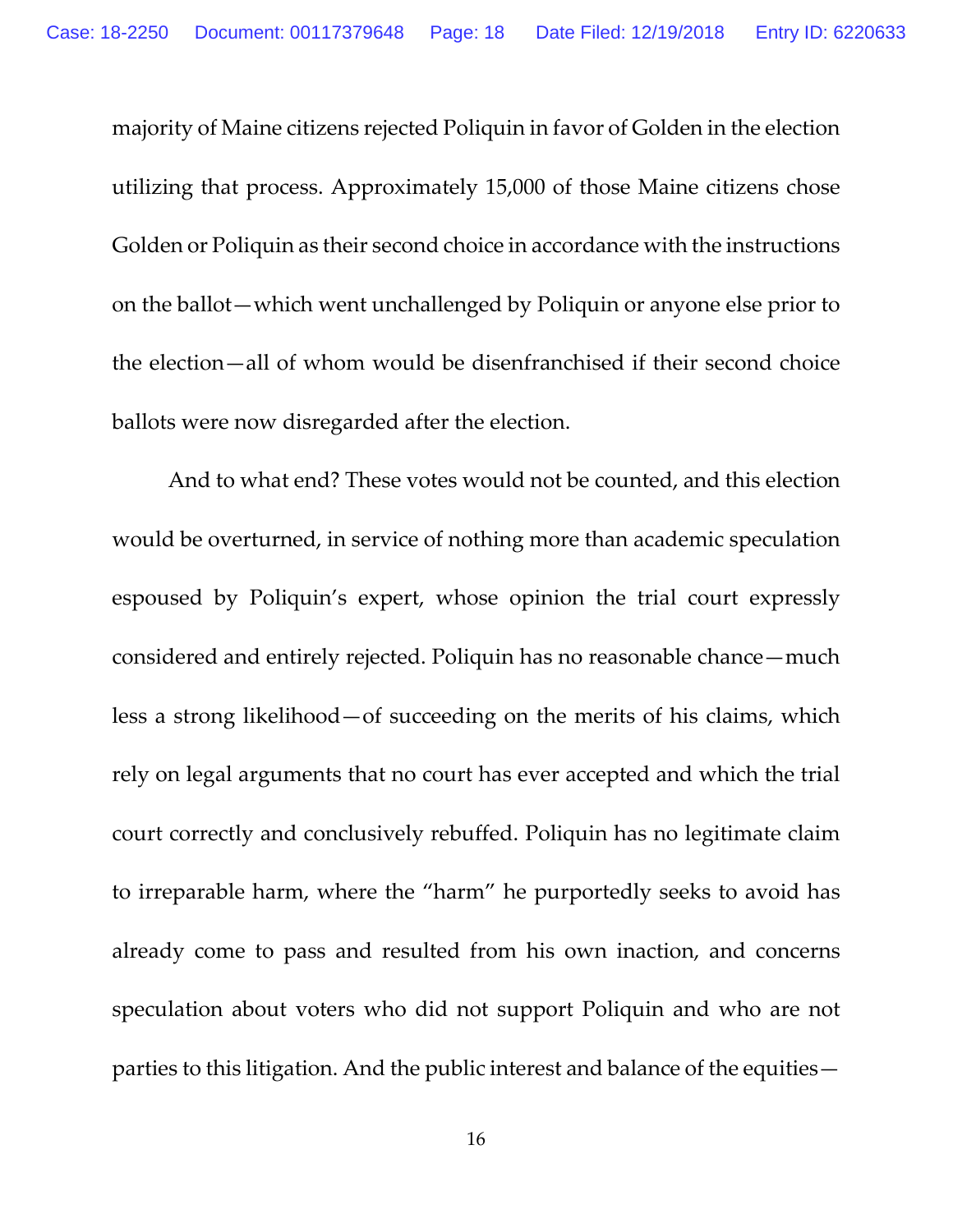majority of Maine citizens rejected Poliquin in favor of Golden in the election utilizing that process. Approximately 15,000 of those Maine citizens chose Golden or Poliquin as their second choice in accordance with the instructions on the ballot—which went unchallenged by Poliquin or anyone else prior to the election—all of whom would be disenfranchised if their second choice ballots were now disregarded after the election.

And to what end? These votes would not be counted, and this election would be overturned, in service of nothing more than academic speculation espoused by Poliquin's expert, whose opinion the trial court expressly considered and entirely rejected. Poliquin has no reasonable chance—much less a strong likelihood—of succeeding on the merits of his claims, which rely on legal arguments that no court has ever accepted and which the trial court correctly and conclusively rebuffed. Poliquin has no legitimate claim to irreparable harm, where the "harm" he purportedly seeks to avoid has already come to pass and resulted from his own inaction, and concerns speculation about voters who did not support Poliquin and who are not parties to this litigation. And the public interest and balance of the equities—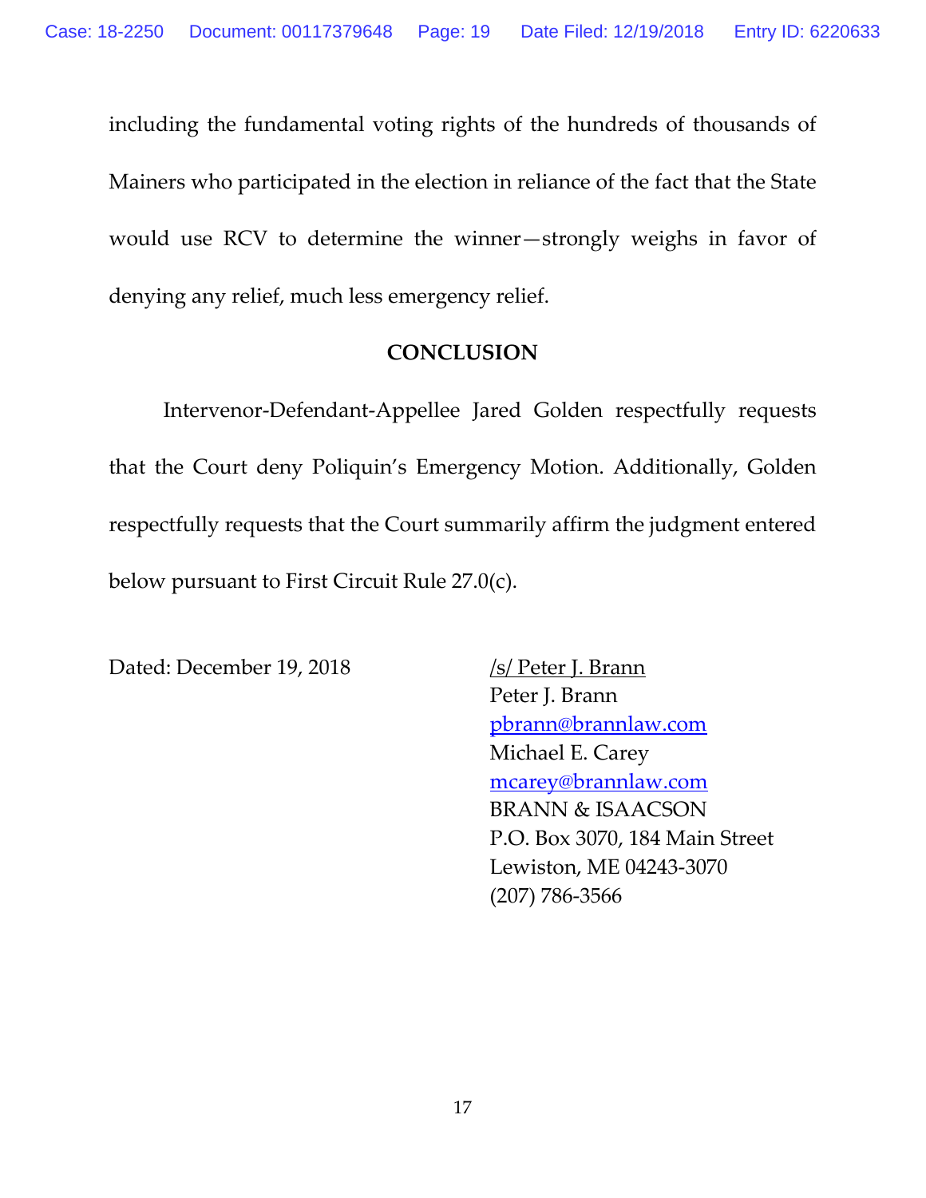including the fundamental voting rights of the hundreds of thousands of Mainers who participated in the election in reliance of the fact that the State would use RCV to determine the winner—strongly weighs in favor of denying any relief, much less emergency relief.

## CONCLUSION

Intervenor-Defendant-Appellee Jared Golden respectfully requests that the Court deny Poliquin's Emergency Motion. Additionally, Golden respectfully requests that the Court summarily affirm the judgment entered below pursuant to First Circuit Rule 27.0(c).

Dated: December 19, 2018

/s/ Peter J. Brann
Peter J. Brann
pbrann@brannlaw.com
Michael E. Carey
mcarey@brannlaw.com
BRANN & ISAACSON
P.O. Box 3070, 184 Main Street
Lewiston, ME 04243-3070
(207) 786-3566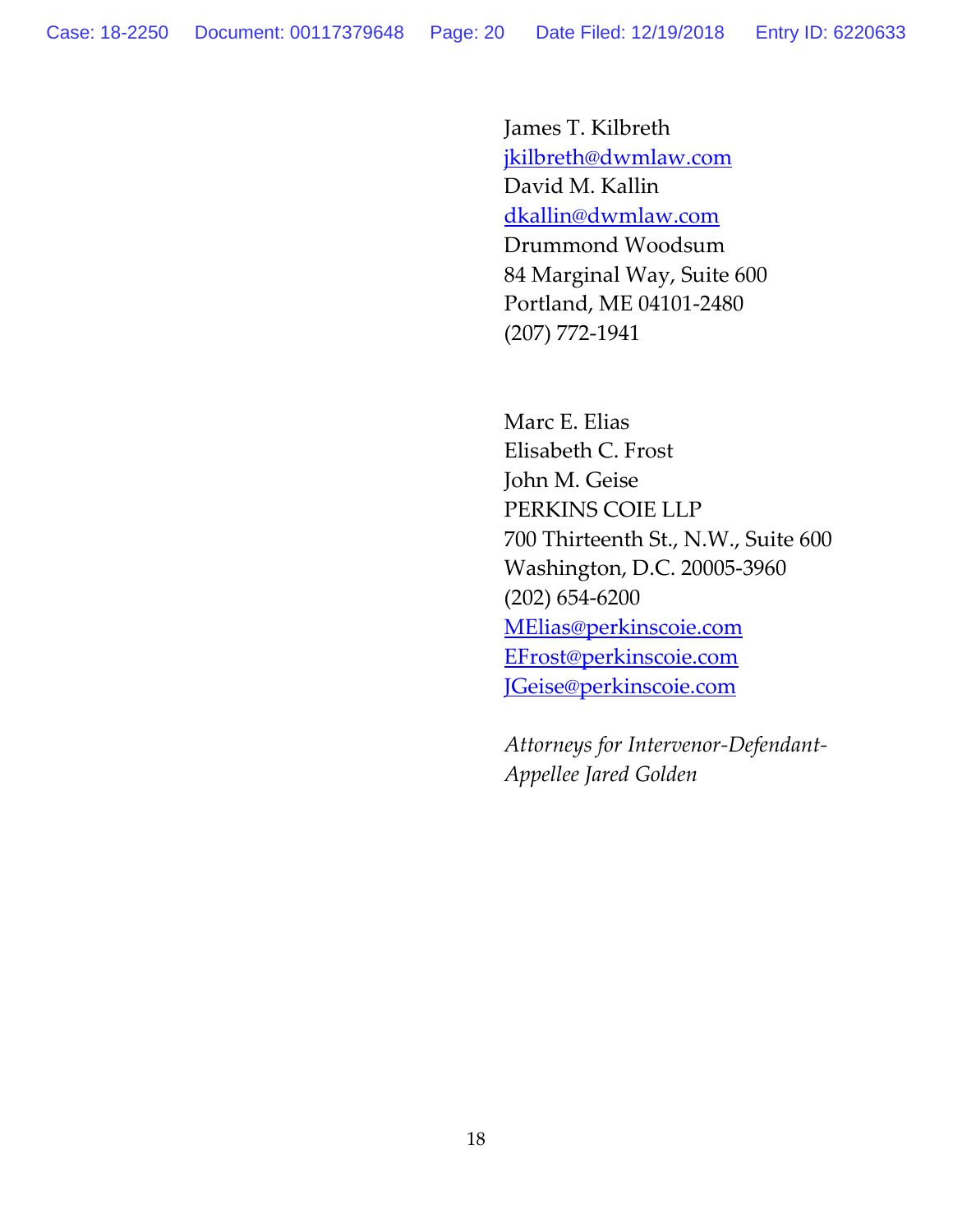James T. Kilbreth
jkilbreth@dwmlaw.com
David M. Kallin
dkallin@dwmlaw.com
Drummond Woodsum
84 Marginal Way, Suite 600
Portland, ME 04101-2480
(207) 772-1941

Marc E. Elias
Elisabeth C. Frost
John M. Geise
PERKINS COIE LLP
700 Thirteenth St., N.W., Suite 600
Washington, D.C. 20005-3960
(202) 654-6200
MElias@perkinscoie.com
EFrost@perkinscoie.com
JGeise@perkinscoie.com

*Attorneys for Intervenor-Defendant-Appellee Jared Golden*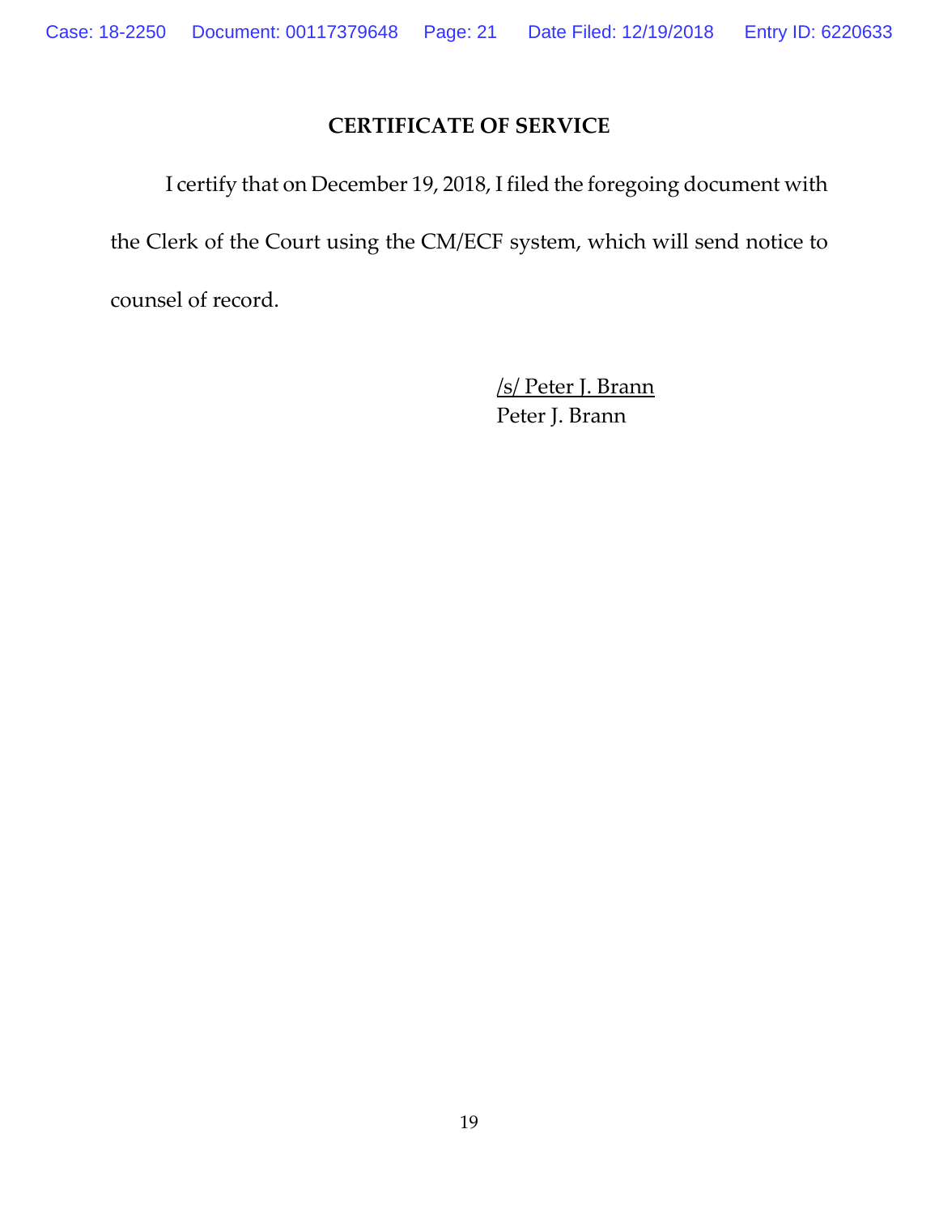## CERTIFICATE OF SERVICE

I certify that on December 19, 2018, I filed the foregoing document with the Clerk of the Court using the CM/ECF system, which will send notice to counsel of record.

/s/ Peter J. Brann
Peter J. Brann